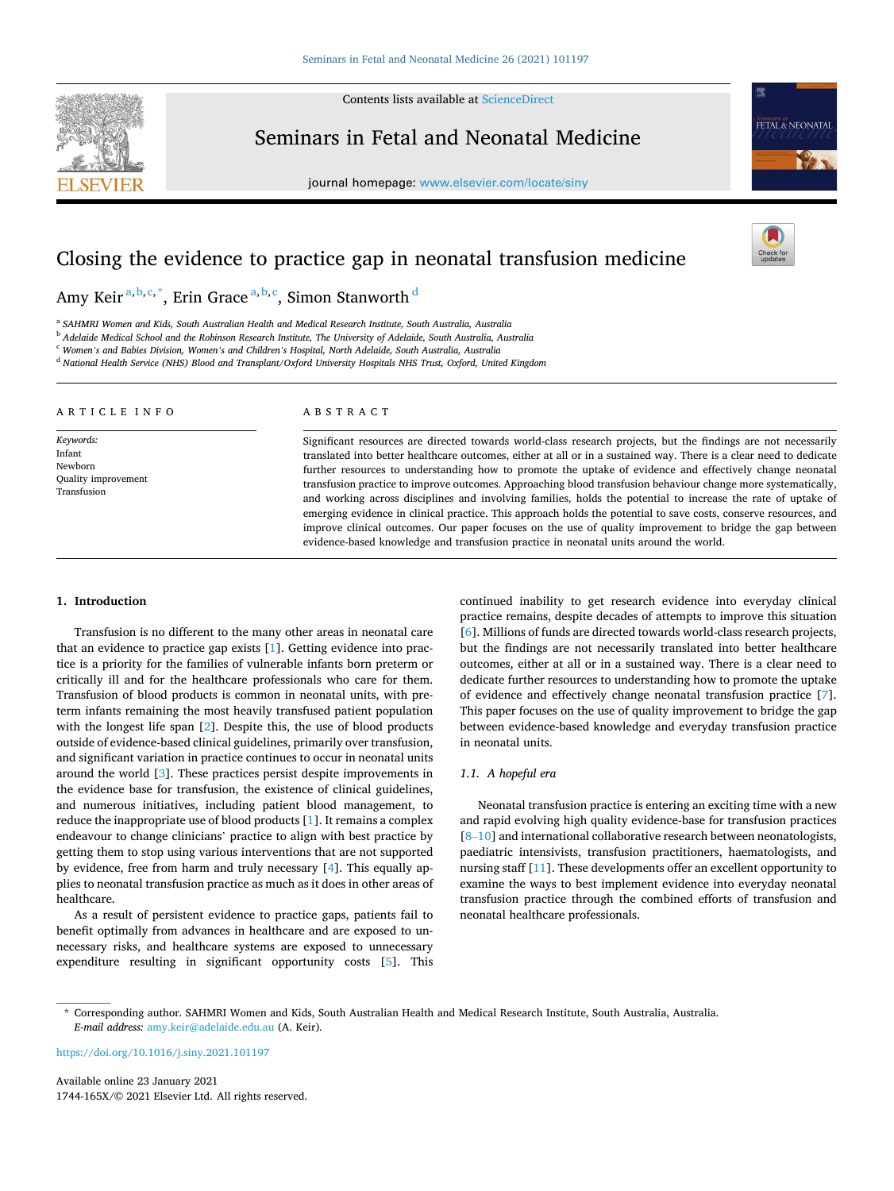# Closing the evidence to practice gap in neonatal transfusion medicine

Amy Keir [a,b,c,*], Erin Grace [a,b,c], Simon Stanworth [d]

[a] SAHMRI Women and Kids, South Australian Health and Medical Research Institute, South Australia, Australia
[b] Adelaide Medical School and the Robinson Research Institute, The University of Adelaide, South Australia, Australia
[c] Women's and Babies Division, Women's and Children's Hospital, North Adelaide, South Australia, Australia
[d] National Health Service (NHS) Blood and Transplant/Oxford University Hospitals NHS Trust, Oxford, United Kingdom

**ARTICLE INFO**

*Keywords:*
Infant
Newborn
Quality improvement
Transfusion

**ABSTRACT**

Significant resources are directed towards world-class research projects, but the findings are not necessarily translated into better healthcare outcomes, either at all or in a sustained way. There is a clear need to dedicate further resources to understanding how to promote the uptake of evidence and effectively change neonatal transfusion practice to improve outcomes. Approaching blood transfusion behaviour change more systematically, and working across disciplines and involving families, holds the potential to increase the rate of uptake of emerging evidence in clinical practice. This approach holds the potential to save costs, conserve resources, and improve clinical outcomes. Our paper focuses on the use of quality improvement to bridge the gap between evidence-based knowledge and transfusion practice in neonatal units around the world.

## 1. Introduction

Transfusion is no different to the many other areas in neonatal care that an evidence to practice gap exists [1]. Getting evidence into practice is a priority for the families of vulnerable infants born preterm or critically ill and for the healthcare professionals who care for them. Transfusion of blood products is common in neonatal units, with preterm infants remaining the most heavily transfused patient population with the longest life span [2]. Despite this, the use of blood products outside of evidence-based clinical guidelines, primarily over transfusion, and significant variation in practice continues to occur in neonatal units around the world [3]. These practices persist despite improvements in the evidence base for transfusion, the existence of clinical guidelines, and numerous initiatives, including patient blood management, to reduce the inappropriate use of blood products [1]. It remains a complex endeavour to change clinicians' practice to align with best practice by getting them to stop using various interventions that are not supported by evidence, free from harm and truly necessary [4]. This equally applies to neonatal transfusion practice as much as it does in other areas of healthcare.

As a result of persistent evidence to practice gaps, patients fail to benefit optimally from advances in healthcare and are exposed to unnecessary risks, and healthcare systems are exposed to unnecessary expenditure resulting in significant opportunity costs [5]. This continued inability to get research evidence into everyday clinical practice remains, despite decades of attempts to improve this situation [6]. Millions of funds are directed towards world-class research projects, but the findings are not necessarily translated into better healthcare outcomes, either at all or in a sustained way. There is a clear need to dedicate further resources to understanding how to promote the uptake of evidence and effectively change neonatal transfusion practice [7]. This paper focuses on the use of quality improvement to bridge the gap between evidence-based knowledge and everyday transfusion practice in neonatal units.

### 1.1. A hopeful era

Neonatal transfusion practice is entering an exciting time with a new and rapid evolving high quality evidence-base for transfusion practices [8–10] and international collaborative research between neonatologists, paediatric intensivists, transfusion practitioners, haematologists, and nursing staff [11]. These developments offer an excellent opportunity to examine the ways to best implement evidence into everyday neonatal transfusion practice through the combined efforts of transfusion and neonatal healthcare professionals.

\* Corresponding author. SAHMRI Women and Kids, South Australian Health and Medical Research Institute, South Australia, Australia.
*E-mail address:* amy.keir@adelaide.edu.au (A. Keir).

https://doi.org/10.1016/j.siny.2021.101197

Available online 23 January 2021
1744-165X/© 2021 Elsevier Ltd. All rights reserved.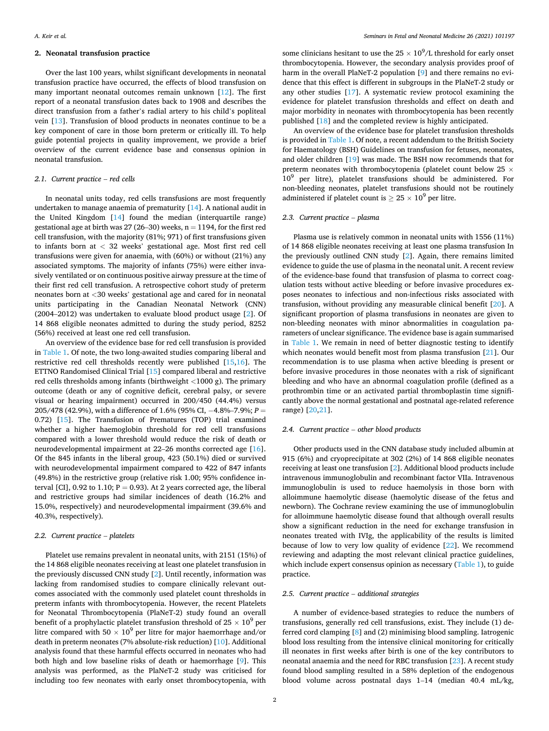## 2. Neonatal transfusion practice

Over the last 100 years, whilst significant developments in neonatal transfusion practice have occurred, the effects of blood transfusion on many important neonatal outcomes remain unknown [12]. The first report of a neonatal transfusion dates back to 1908 and describes the direct transfusion from a father's radial artery to his child's popliteal vein [13]. Transfusion of blood products in neonates continue to be a key component of care in those born preterm or critically ill. To help guide potential projects in quality improvement, we provide a brief overview of the current evidence base and consensus opinion in neonatal transfusion.

### 2.1. Current practice – red cells

In neonatal units today, red cells transfusions are most frequently undertaken to manage anaemia of prematurity [14]. A national audit in the United Kingdom [14] found the median (interquartile range) gestational age at birth was 27 (26–30) weeks, n = 1194, for the first red cell transfusion, with the majority (81%; 971) of first transfusions given to infants born at < 32 weeks' gestational age. Most first red cell transfusions were given for anaemia, with (60%) or without (21%) any associated symptoms. The majority of infants (75%) were either invasively ventilated or on continuous positive airway pressure at the time of their first red cell transfusion. A retrospective cohort study of preterm neonates born at <30 weeks' gestational age and cared for in neonatal units participating in the Canadian Neonatal Network (CNN) (2004–2012) was undertaken to evaluate blood product usage [2]. Of 14 868 eligible neonates admitted to during the study period, 8252 (56%) received at least one red cell transfusion.

An overview of the evidence base for red cell transfusion is provided in Table 1. Of note, the two long-awaited studies comparing liberal and restrictive red cell thresholds recently were published [15,16]. The ETTNO Randomised Clinical Trial [15] compared liberal and restrictive red cells thresholds among infants (birthweight <1000 g). The primary outcome (death or any of cognitive deficit, cerebral palsy, or severe visual or hearing impairment) occurred in 200/450 (44.4%) versus 205/478 (42.9%), with a difference of 1.6% (95% CI, −4.8%–7.9%; $P = 0.72$) [15]. The Transfusion of Prematures (TOP) trial examined whether a higher haemoglobin threshold for red cell transfusions compared with a lower threshold would reduce the risk of death or neurodevelopmental impairment at 22–26 months corrected age [16]. Of the 845 infants in the liberal group, 423 (50.1%) died or survived with neurodevelopmental impairment compared to 422 of 847 infants (49.8%) in the restrictive group (relative risk 1.00; 95% confidence interval [CI], 0.92 to 1.10; P = 0.93). At 2 years corrected age, the liberal and restrictive groups had similar incidences of death (16.2% and 15.0%, respectively) and neurodevelopmental impairment (39.6% and 40.3%, respectively).

### 2.2. Current practice – platelets

Platelet use remains prevalent in neonatal units, with 2151 (15%) of the 14 868 eligible neonates receiving at least one platelet transfusion in the previously discussed CNN study [2]. Until recently, information was lacking from randomised studies to compare clinically relevant outcomes associated with the commonly used platelet count thresholds in preterm infants with thrombocytopenia. However, the recent Platelets for Neonatal Thrombocytopenia (PlaNeT-2) study found an overall benefit of a prophylactic platelet transfusion threshold of $25 \times 10^9$ per litre compared with $50 \times 10^9$ per litre for major haemorrhage and/or death in preterm neonates (7% absolute-risk reduction) [10]. Additional analysis found that these harmful effects occurred in neonates who had both high and low baseline risks of death or haemorrhage [9]. This analysis was performed, as the PlaNeT-2 study was criticised for including too few neonates with early onset thrombocytopenia, with some clinicians hesitant to use the $25 \times 10^9$/L threshold for early onset thrombocytopenia. However, the secondary analysis provides proof of harm in the overall PlaNeT-2 population [9] and there remains no evidence that this effect is different in subgroups in the PlaNeT-2 study or any other studies [17]. A systematic review protocol examining the evidence for platelet transfusion thresholds and effect on death and major morbidity in neonates with thrombocytopenia has been recently published [18] and the completed review is highly anticipated.

An overview of the evidence base for platelet transfusion thresholds is provided in Table 1. Of note, a recent addendum to the British Society for Haematology (BSH) Guidelines on transfusion for fetuses, neonates, and older children [19] was made. The BSH now recommends that for preterm neonates with thrombocytopenia (platelet count below $25 \times 10^9$ per litre), platelet transfusions should be administered. For non-bleeding neonates, platelet transfusions should not be routinely administered if platelet count is $\geq 25 \times 10^9$ per litre.

### 2.3. Current practice – plasma

Plasma use is relatively common in neonatal units with 1556 (11%) of 14 868 eligible neonates receiving at least one plasma transfusion In the previously outlined CNN study [2]. Again, there remains limited evidence to guide the use of plasma in the neonatal unit. A recent review of the evidence-base found that transfusion of plasma to correct coagulation tests without active bleeding or before invasive procedures exposes neonates to infectious and non-infectious risks associated with transfusion, without providing any measurable clinical benefit [20]. A significant proportion of plasma transfusions in neonates are given to non-bleeding neonates with minor abnormalities in coagulation parameters of unclear significance. The evidence base is again summarised in Table 1. We remain in need of better diagnostic testing to identify which neonates would benefit most from plasma transfusion [21]. Our recommendation is to use plasma when active bleeding is present or before invasive procedures in those neonates with a risk of significant bleeding and who have an abnormal coagulation profile (defined as a prothrombin time or an activated partial thromboplastin time significantly above the normal gestational and postnatal age-related reference range) [20,21].

### 2.4. Current practice – other blood products

Other products used in the CNN database study included albumin at 915 (6%) and cryoprecipitate at 302 (2%) of 14 868 eligible neonates receiving at least one transfusion [2]. Additional blood products include intravenous immunoglobulin and recombinant factor VIIa. Intravenous immunoglobulin is used to reduce haemolysis in those born with alloimmune haemolytic disease (haemolytic disease of the fetus and newborn). The Cochrane review examining the use of immunoglobulin for alloimmune haemolytic disease found that although overall results show a significant reduction in the need for exchange transfusion in neonates treated with IVIg, the applicability of the results is limited because of low to very low quality of evidence [22]. We recommend reviewing and adapting the most relevant clinical practice guidelines, which include expert consensus opinion as necessary (Table 1), to guide practice.

### 2.5. Current practice – additional strategies

A number of evidence-based strategies to reduce the numbers of transfusions, generally red cell transfusions, exist. They include (1) deferred cord clamping [8] and (2) minimising blood sampling. Iatrogenic blood loss resulting from the intensive clinical monitoring for critically ill neonates in first weeks after birth is one of the key contributors to neonatal anaemia and the need for RBC transfusion [23]. A recent study found blood sampling resulted in a 58% depletion of the endogenous blood volume across postnatal days 1–14 (median 40.4 mL/kg,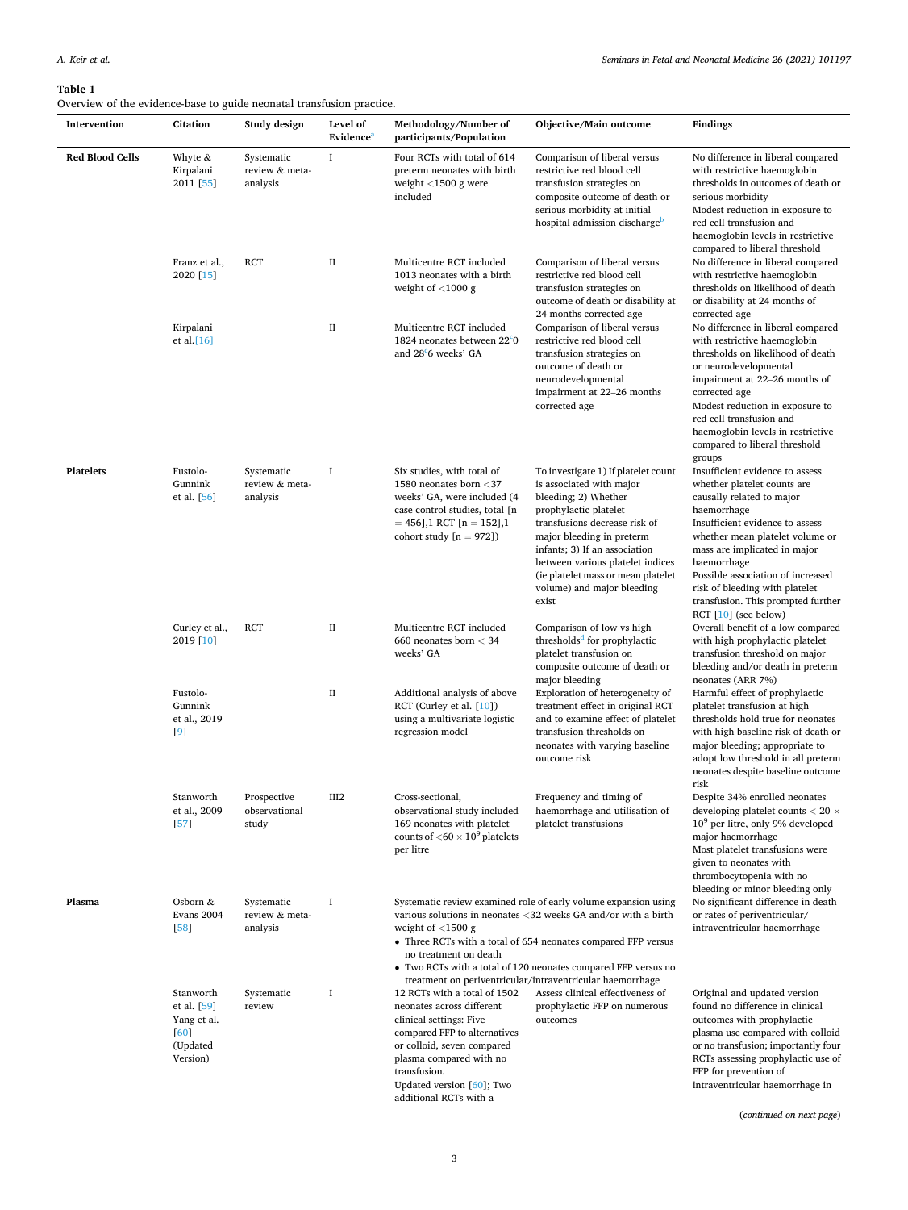**Table 1**
Overview of the evidence-base to guide neonatal transfusion practice.

| Intervention | Citation | Study design | Level of Evidence[a] | Methodology/Number of participants/Population | Objective/Main outcome | Findings |
|---|---|---|---|---|---|---|
| **Red Blood Cells** | Whyte & Kirpalani 2011 [55] | Systematic review & meta-analysis | I | Four RCTs with total of 614 preterm neonates with birth weight <1500 g were included | Comparison of liberal versus restrictive red blood cell transfusion strategies on composite outcome of death or serious morbidity at initial hospital admission discharge[b] | No difference in liberal compared with restrictive haemoglobin thresholds in outcomes of death or serious morbidity<br>Modest reduction in exposure to red cell transfusion and haemoglobin levels in restrictive compared to liberal threshold |
| | Franz et al., 2020 [15] | RCT | II | Multicentre RCT included 1013 neonates with a birth weight of <1000 g | Comparison of liberal versus restrictive red blood cell transfusion strategies on outcome of death or disability at 24 months corrected age | No difference in liberal compared with restrictive haemoglobin thresholds on likelihood of death or disability at 24 months of corrected age |
| | Kirpalani et al.[16] | | II | Multicentre RCT included 1824 neonates between 22$^{+}$0 and 28$^{+}$6 weeks' GA | Comparison of liberal versus restrictive red blood cell transfusion strategies on outcome of death or neurodevelopmental impairment at 22–26 months corrected age | No difference in liberal compared with restrictive haemoglobin thresholds on likelihood of death or neurodevelopmental impairment at 22–26 months of corrected age<br>Modest reduction in exposure to red cell transfusion and haemoglobin levels in restrictive compared to liberal threshold groups |
| **Platelets** | Fustolo-Gunnink et al. [56] | Systematic review & meta-analysis | I | Six studies, with total of 1580 neonates born <37 weeks' GA, were included (4 case control studies, total [n = 456],1 RCT [n = 152],1 cohort study [n = 972]) | To investigate 1) If platelet count is associated with major bleeding; 2) Whether prophylactic platelet transfusions decrease risk of major bleeding in preterm infants; 3) If an association between various platelet indices (ie platelet mass or mean platelet volume) and major bleeding exist | Insufficient evidence to assess whether platelet counts are causally related to major haemorrhage<br>Insufficient evidence to assess whether mean platelet volume or mass are implicated in major haemorrhage<br>Possible association of increased risk of bleeding with platelet transfusion. This prompted further RCT [10] (see below) |
| | Curley et al., 2019 [10] | RCT | II | Multicentre RCT included 660 neonates born < 34 weeks' GA | Comparison of low vs high thresholds[d] for prophylactic platelet transfusion on composite outcome of death or major bleeding | Overall benefit of a low compared with high prophylactic platelet transfusion threshold on major bleeding and/or death in preterm neonates (ARR 7%) |
| | Fustolo-Gunnink et al., 2019 [9] | | II | Additional analysis of above RCT (Curley et al. [10]) using a multivariate logistic regression model | Exploration of heterogeneity of treatment effect in original RCT and to examine effect of platelet transfusion thresholds on neonates with varying baseline outcome risk | Harmful effect of prophylactic platelet transfusion at high thresholds hold true for neonates with high baseline risk of death or major bleeding; appropriate to adopt low threshold in all preterm neonates despite baseline outcome risk |
| | Stanworth et al., 2009 [57] | Prospective observational study | III2 | Cross-sectional, observational study included 169 neonates with platelet counts of $<60 \times 10^9$ platelets per litre | Frequency and timing of haemorrhage and utilisation of platelet transfusions | Despite 34% enrolled neonates developing platelet counts $< 20 \times 10^9$ per litre, only 9% developed major haemorrhage<br>Most platelet transfusions were given to neonates with thrombocytopenia with no bleeding or minor bleeding only |
| **Plasma** | Osborn & Evans 2004 [58] | Systematic review & meta-analysis | I | Systematic review examined role of early volume expansion using various solutions in neonates <32 weeks GA and/or with a birth weight of <1500 g<br>• Three RCTs with a total of 654 neonates compared FFP versus no treatment on death<br>• Two RCTs with a total of 120 neonates compared FFP versus no treatment on periventricular/intraventricular haemorrhage | | No significant difference in death or rates of periventricular/intraventricular haemorrhage |
| | Stanworth et al. [59]<br>Yang et al. [60] (Updated Version) | Systematic review | I | 12 RCTs with a total of 1502 neonates across different clinical settings: Five compared FFP to alternatives or colloid, seven compared plasma compared with no transfusion.<br>Updated version [60]; Two additional RCTs with a | Assess clinical effectiveness of prophylactic FFP on numerous outcomes | Original and updated version found no difference in clinical outcomes with prophylactic plasma use compared with colloid or no transfusion; importantly four RCTs assessing prophylactic use of FFP for prevention of intraventricular haemorrhage in |

(*continued on next page*)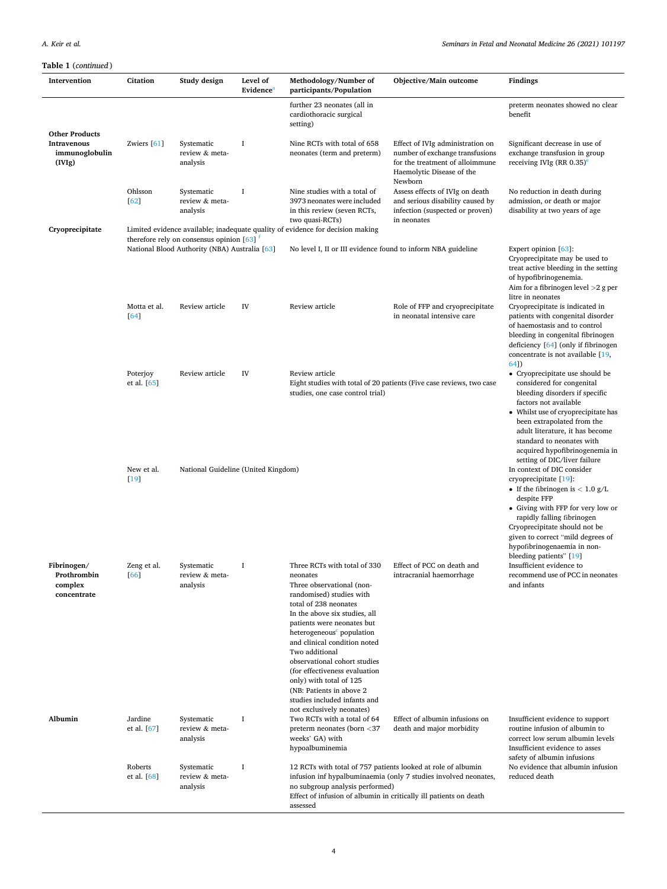**Table 1** (*continued*)

| Intervention | Citation | Study design | Level of Evidence[a] | Methodology/Number of participants/Population | Objective/Main outcome | Findings |
|---|---|---|---|---|---|---|
| | | | | further 23 neonates (all in cardiothoracic surgical setting) | | preterm neonates showed no clear benefit |
| **Other Products** | | | | | | |
| **Intravenous immunoglobulin (IVIg)** | Zwiers [61] | Systematic review & meta-analysis | I | Nine RCTs with total of 658 neonates (term and preterm) | Effect of IVIg administration on number of exchange transfusions for the treatment of alloimmune Haemolytic Disease of the Newborn | Significant decrease in use of exchange transfusion in group receiving IVIg (RR 0.35)[c] |
| | Ohlsson [62] | Systematic review & meta-analysis | I | Nine studies with a total of 3973 neonates were included in this review (seven RCTs, two quasi-RCTs) | Assess effects of IVIg on death and serious disability caused by infection (suspected or proven) in neonates | No reduction in death during admission, or death or major disability at two years of age |
| **Cryoprecipitate** | Limited evidence available; inadequate quality of evidence for decision making therefore rely on consensus opinion [63] [f] | | | | | |
| | National Blood Authority (NBA) Australia [63] | | | No level I, II or III evidence found to inform NBA guideline | | Expert opinion [63]: Cryoprecipitate may be used to treat active bleeding in the setting of hypofibrinogenemia. Aim for a fibrinogen level >2 g per litre in neonates |
| | Motta et al. [64] | Review article | IV | Review article | Role of FFP and cryoprecipitate in neonatal intensive care | Cryoprecipitate is indicated in patients with congenital disorder of haemostasis and to control bleeding in congenital fibrinogen deficiency [64] (only if fibrinogen concentrate is not available [19, 64]) |
| | Poterjoy et al. [65] | Review article | IV | Review article<br>Eight studies with total of 20 patients (Five case reviews, two case studies, one case control trial) | | • Cryoprecipitate use should be considered for congenital bleeding disorders if specific factors not available<br>• Whilst use of cryoprecipitate has been extrapolated from the adult literature, it has become standard to neonates with acquired hypofibrinogenemia in setting of DIC/liver failure |
| | New et al. [19] | National Guideline (United Kingdom) | | | | In context of DIC consider cryoprecipitate [19]:<br>• If the fibrinogen is < 1.0 g/L despite FFP<br>• Giving with FFP for very low or rapidly falling fibrinogen<br>Cryoprecipitate should not be given to correct "mild degrees of hypofibrinogenaemia in non-bleeding patients" [19] |
| **Fibrinogen/ Prothrombin complex concentrate** | Zeng et al. [66] | Systematic review & meta-analysis | I | Three RCTs with total of 330 neonates<br>Three observational (non-randomised) studies with total of 238 neonates<br>In the above six studies, all patients were neonates but heterogeneous[c] population and clinical condition noted<br>Two additional observational cohort studies (for effectiveness evaluation only) with total of 125<br>(NB: Patients in above 2 studies included infants and not exclusively neonates) | Effect of PCC on death and intracranial haemorrhage | Insufficient evidence to recommend use of PCC in neonates and infants |
| **Albumin** | Jardine et al. [67] | Systematic review & meta-analysis | I | Two RCTs with a total of 64 preterm neonates (born <37 weeks' GA) with hypoalbuminemia | Effect of albumin infusions on death and major morbidity | Insufficient evidence to support routine infusion of albumin to correct low serum albumin levels<br>Insufficient evidence to asses safety of albumin infusions |
| | Roberts et al. [68] | Systematic review & meta-analysis | I | 12 RCTs with total of 757 patients looked at role of albumin infusion inf hypalbuminaemia (only 7 studies involved neonates, no subgroup analysis performed)<br>Effect of infusion of albumin in critically ill patients on death assessed | | No evidence that albumin infusion reduced death |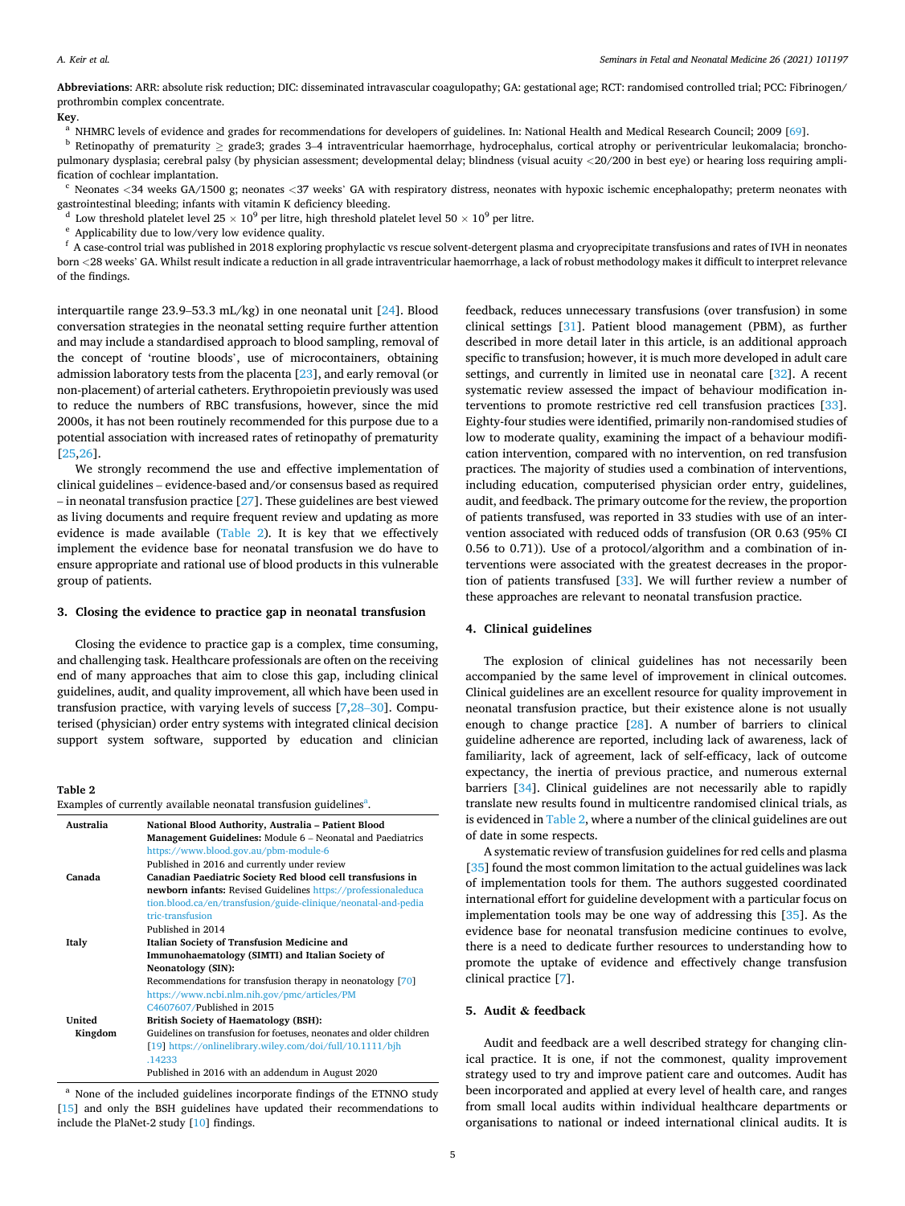**Abbreviations**: ARR: absolute risk reduction; DIC: disseminated intravascular coagulopathy; GA: gestational age; RCT: randomised controlled trial; PCC: Fibrinogen/prothrombin complex concentrate.

**Key**.

[a] NHMRC levels of evidence and grades for recommendations for developers of guidelines. In: National Health and Medical Research Council; 2009 [69].

[b] Retinopathy of prematurity ≥ grade3; grades 3–4 intraventricular haemorrhage, hydrocephalus, cortical atrophy or periventricular leukomalacia; bronchopulmonary dysplasia; cerebral palsy (by physician assessment; developmental delay; blindness (visual acuity <20/200 in best eye) or hearing loss requiring amplification of cochlear implantation.

[c] Neonates <34 weeks GA/1500 g; neonates <37 weeks' GA with respiratory distress, neonates with hypoxic ischemic encephalopathy; preterm neonates with gastrointestinal bleeding; infants with vitamin K deficiency bleeding.

[d] Low threshold platelet level $25 \times 10^9$ per litre, high threshold platelet level $50 \times 10^9$ per litre.

[e] Applicability due to low/very low evidence quality.

[f] A case-control trial was published in 2018 exploring prophylactic vs rescue solvent-detergent plasma and cryoprecipitate transfusions and rates of IVH in neonates born <28 weeks' GA. Whilst result indicate a reduction in all grade intraventricular haemorrhage, a lack of robust methodology makes it difficult to interpret relevance of the findings.

interquartile range 23.9–53.3 mL/kg) in one neonatal unit [24]. Blood conversation strategies in the neonatal setting require further attention and may include a standardised approach to blood sampling, removal of the concept of 'routine bloods', use of microcontainers, obtaining admission laboratory tests from the placenta [23], and early removal (or non-placement) of arterial catheters. Erythropoietin previously was used to reduce the numbers of RBC transfusions, however, since the mid 2000s, it has not been routinely recommended for this purpose due to a potential association with increased rates of retinopathy of prematurity [25,26].

We strongly recommend the use and effective implementation of clinical guidelines – evidence-based and/or consensus based as required – in neonatal transfusion practice [27]. These guidelines are best viewed as living documents and require frequent review and updating as more evidence is made available (Table 2). It is key that we effectively implement the evidence base for neonatal transfusion we do have to ensure appropriate and rational use of blood products in this vulnerable group of patients.

## 3. Closing the evidence to practice gap in neonatal transfusion

Closing the evidence to practice gap is a complex, time consuming, and challenging task. Healthcare professionals are often on the receiving end of many approaches that aim to close this gap, including clinical guidelines, audit, and quality improvement, all which have been used in transfusion practice, with varying levels of success [7,28–30]. Computerised (physician) order entry systems with integrated clinical decision support system software, supported by education and clinician feedback, reduces unnecessary transfusions (over transfusion) in some clinical settings [31]. Patient blood management (PBM), as further described in more detail later in this article, is an additional approach specific to transfusion; however, it is much more developed in adult care settings, and currently in limited use in neonatal care [32]. A recent systematic review assessed the impact of behaviour modification interventions to promote restrictive red cell transfusion practices [33]. Eighty-four studies were identified, primarily non-randomised studies of low to moderate quality, examining the impact of a behaviour modification intervention, compared with no intervention, on red transfusion practices. The majority of studies used a combination of interventions, including education, computerised physician order entry, guidelines, audit, and feedback. The primary outcome for the review, the proportion of patients transfused, was reported in 33 studies with use of an intervention associated with reduced odds of transfusion (OR 0.63 (95% CI 0.56 to 0.71)). Use of a protocol/algorithm and a combination of interventions were associated with the greatest decreases in the proportion of patients transfused [33]. We will further review a number of these approaches are relevant to neonatal transfusion practice.

**Table 2**
Examples of currently available neonatal transfusion guidelines[a].

| | |
|---|---|
| Australia | **National Blood Authority, Australia – Patient Blood Management Guidelines:** Module 6 – Neonatal and Paediatrics https://www.blood.gov.au/pbm-module-6 Published in 2016 and currently under review |
| Canada | **Canadian Paediatric Society Red blood cell transfusions in newborn infants:** Revised Guidelines https://professionaleducation.blood.ca/en/transfusion/guide-clinique/neonatal-and-pediatric-transfusion Published in 2014 |
| Italy | **Italian Society of Transfusion Medicine and Immunohaematology (SIMTI) and Italian Society of Neonatology (SIN):** Recommendations for transfusion therapy in neonatology [70] https://www.ncbi.nlm.nih.gov/pmc/articles/PMC4607607/Published in 2015 |
| United Kingdom | **British Society of Haematology (BSH):** Guidelines on transfusion for foetuses, neonates and older children [19] https://onlinelibrary.wiley.com/doi/full/10.1111/bjh.14233 Published in 2016 with an addendum in August 2020 |

[a] None of the included guidelines incorporate findings of the ETNNO study [15] and only the BSH guidelines have updated their recommendations to include the PlaNet-2 study [10] findings.

## 4. Clinical guidelines

The explosion of clinical guidelines has not necessarily been accompanied by the same level of improvement in clinical outcomes. Clinical guidelines are an excellent resource for quality improvement in neonatal transfusion practice, but their existence alone is not usually enough to change practice [28]. A number of barriers to clinical guideline adherence are reported, including lack of awareness, lack of familiarity, lack of agreement, lack of self-efficacy, lack of outcome expectancy, the inertia of previous practice, and numerous external barriers [34]. Clinical guidelines are not necessarily able to rapidly translate new results found in multicentre randomised clinical trials, as is evidenced in Table 2, where a number of the clinical guidelines are out of date in some respects.

A systematic review of transfusion guidelines for red cells and plasma [35] found the most common limitation to the actual guidelines was lack of implementation tools for them. The authors suggested coordinated international effort for guideline development with a particular focus on implementation tools may be one way of addressing this [35]. As the evidence base for neonatal transfusion medicine continues to evolve, there is a need to dedicate further resources to understanding how to promote the uptake of evidence and effectively change transfusion clinical practice [7].

## 5. Audit & feedback

Audit and feedback are a well described strategy for changing clinical practice. It is one, if not the commonest, quality improvement strategy used to try and improve patient care and outcomes. Audit has been incorporated and applied at every level of health care, and ranges from small local audits within individual healthcare departments or organisations to national or indeed international clinical audits. It is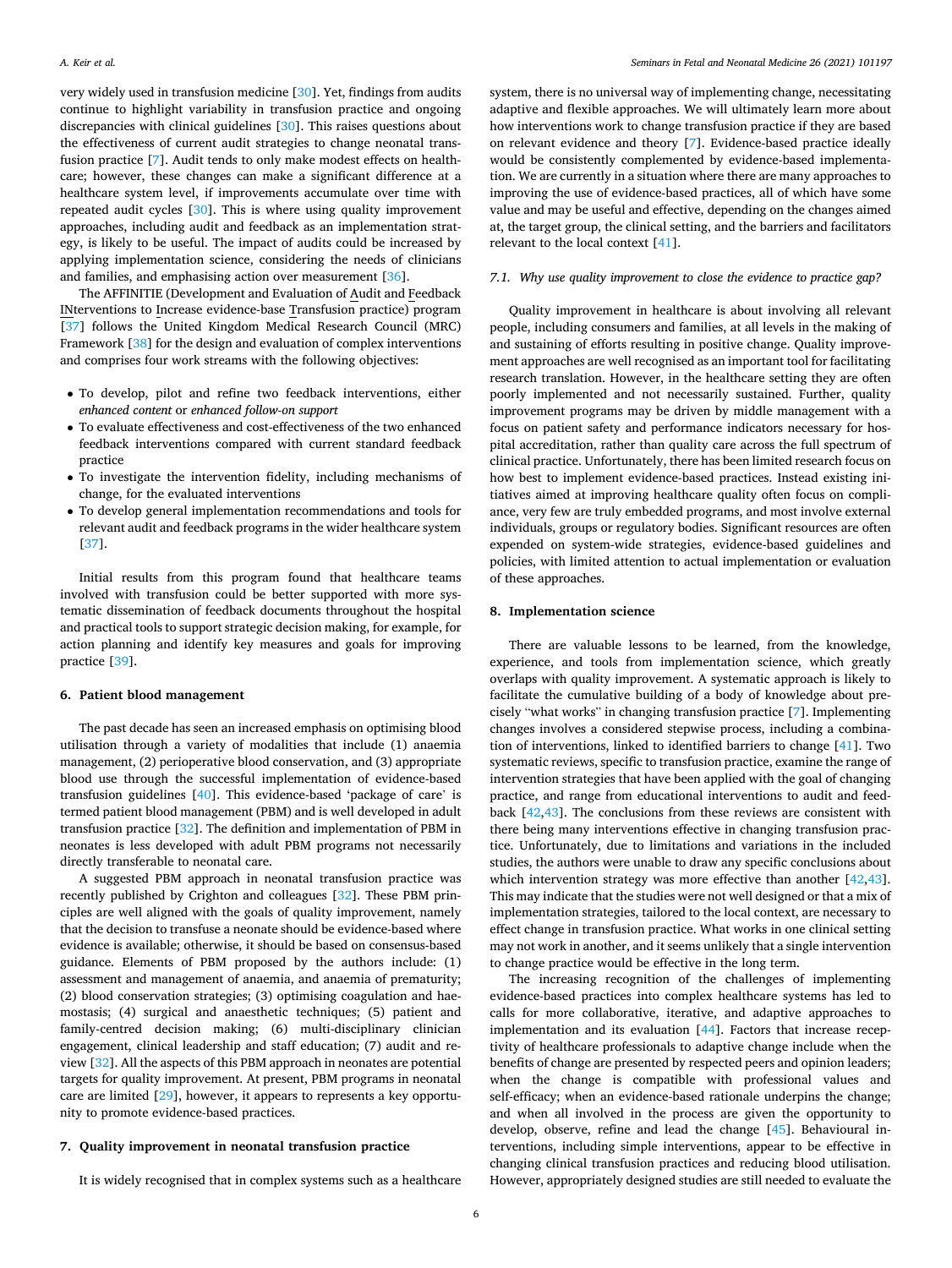very widely used in transfusion medicine [30]. Yet, findings from audits continue to highlight variability in transfusion practice and ongoing discrepancies with clinical guidelines [30]. This raises questions about the effectiveness of current audit strategies to change neonatal transfusion practice [7]. Audit tends to only make modest effects on healthcare; however, these changes can make a significant difference at a healthcare system level, if improvements accumulate over time with repeated audit cycles [30]. This is where using quality improvement approaches, including audit and feedback as an implementation strategy, is likely to be useful. The impact of audits could be increased by applying implementation science, considering the needs of clinicians and families, and emphasising action over measurement [36].

The AFFINITIE (Development and Evaluation of Audit and Feedback INterventions to Increase evidence-base Transfusion practice) program [37] follows the United Kingdom Medical Research Council (MRC) Framework [38] for the design and evaluation of complex interventions and comprises four work streams with the following objectives:

- To develop, pilot and refine two feedback interventions, either *enhanced content* or *enhanced follow-on support*
- To evaluate effectiveness and cost-effectiveness of the two enhanced feedback interventions compared with current standard feedback practice
- To investigate the intervention fidelity, including mechanisms of change, for the evaluated interventions
- To develop general implementation recommendations and tools for relevant audit and feedback programs in the wider healthcare system [37].

Initial results from this program found that healthcare teams involved with transfusion could be better supported with more systematic dissemination of feedback documents throughout the hospital and practical tools to support strategic decision making, for example, for action planning and identify key measures and goals for improving practice [39].

## 6. Patient blood management

The past decade has seen an increased emphasis on optimising blood utilisation through a variety of modalities that include (1) anaemia management, (2) perioperative blood conservation, and (3) appropriate blood use through the successful implementation of evidence-based transfusion guidelines [40]. This evidence-based 'package of care' is termed patient blood management (PBM) and is well developed in adult transfusion practice [32]. The definition and implementation of PBM in neonates is less developed with adult PBM programs not necessarily directly transferable to neonatal care.

A suggested PBM approach in neonatal transfusion practice was recently published by Crighton and colleagues [32]. These PBM principles are well aligned with the goals of quality improvement, namely that the decision to transfuse a neonate should be evidence-based where evidence is available; otherwise, it should be based on consensus-based guidance. Elements of PBM proposed by the authors include: (1) assessment and management of anaemia, and anaemia of prematurity; (2) blood conservation strategies; (3) optimising coagulation and haemostasis; (4) surgical and anaesthetic techniques; (5) patient and family-centred decision making; (6) multi-disciplinary clinician engagement, clinical leadership and staff education; (7) audit and review [32]. All the aspects of this PBM approach in neonates are potential targets for quality improvement. At present, PBM programs in neonatal care are limited [29], however, it appears to represents a key opportunity to promote evidence-based practices.

## 7. Quality improvement in neonatal transfusion practice

It is widely recognised that in complex systems such as a healthcare system, there is no universal way of implementing change, necessitating adaptive and flexible approaches. We will ultimately learn more about how interventions work to change transfusion practice if they are based on relevant evidence and theory [7]. Evidence-based practice ideally would be consistently complemented by evidence-based implementation. We are currently in a situation where there are many approaches to improving the use of evidence-based practices, all of which have some value and may be useful and effective, depending on the changes aimed at, the target group, the clinical setting, and the barriers and facilitators relevant to the local context [41].

### 7.1. Why use quality improvement to close the evidence to practice gap?

Quality improvement in healthcare is about involving all relevant people, including consumers and families, at all levels in the making of and sustaining of efforts resulting in positive change. Quality improvement approaches are well recognised as an important tool for facilitating research translation. However, in the healthcare setting they are often poorly implemented and not necessarily sustained. Further, quality improvement programs may be driven by middle management with a focus on patient safety and performance indicators necessary for hospital accreditation, rather than quality care across the full spectrum of clinical practice. Unfortunately, there has been limited research focus on how best to implement evidence-based practices. Instead existing initiatives aimed at improving healthcare quality often focus on compliance, very few are truly embedded programs, and most involve external individuals, groups or regulatory bodies. Significant resources are often expended on system-wide strategies, evidence-based guidelines and policies, with limited attention to actual implementation or evaluation of these approaches.

## 8. Implementation science

There are valuable lessons to be learned, from the knowledge, experience, and tools from implementation science, which greatly overlaps with quality improvement. A systematic approach is likely to facilitate the cumulative building of a body of knowledge about precisely "what works" in changing transfusion practice [7]. Implementing changes involves a considered stepwise process, including a combination of interventions, linked to identified barriers to change [41]. Two systematic reviews, specific to transfusion practice, examine the range of intervention strategies that have been applied with the goal of changing practice, and range from educational interventions to audit and feedback [42,43]. The conclusions from these reviews are consistent with there being many interventions effective in changing transfusion practice. Unfortunately, due to limitations and variations in the included studies, the authors were unable to draw any specific conclusions about which intervention strategy was more effective than another [42,43]. This may indicate that the studies were not well designed or that a mix of implementation strategies, tailored to the local context, are necessary to effect change in transfusion practice. What works in one clinical setting may not work in another, and it seems unlikely that a single intervention to change practice would be effective in the long term.

The increasing recognition of the challenges of implementing evidence-based practices into complex healthcare systems has led to calls for more collaborative, iterative, and adaptive approaches to implementation and its evaluation [44]. Factors that increase receptivity of healthcare professionals to adaptive change include when the benefits of change are presented by respected peers and opinion leaders; when the change is compatible with professional values and self-efficacy; when an evidence-based rationale underpins the change; and when all involved in the process are given the opportunity to develop, observe, refine and lead the change [45]. Behavioural interventions, including simple interventions, appear to be effective in changing clinical transfusion practices and reducing blood utilisation. However, appropriately designed studies are still needed to evaluate the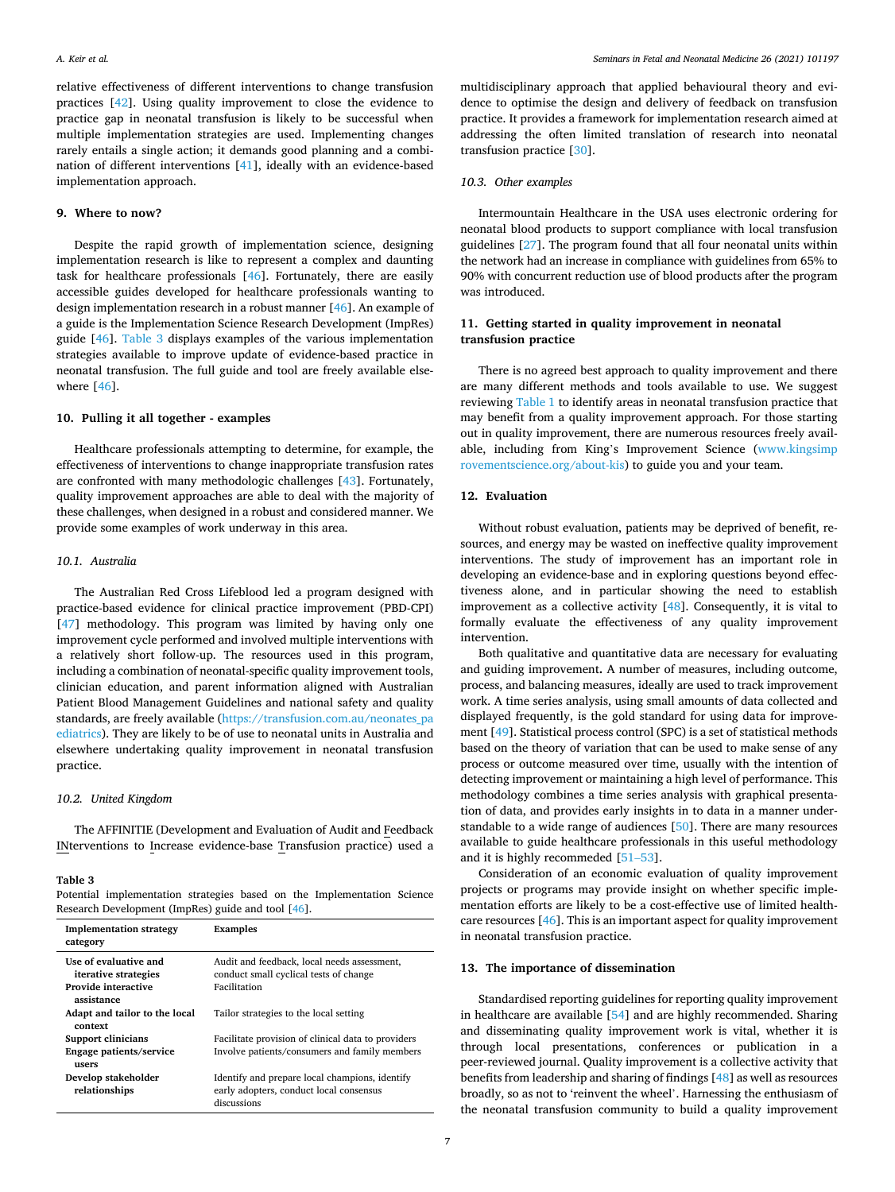relative effectiveness of different interventions to change transfusion practices [42]. Using quality improvement to close the evidence to practice gap in neonatal transfusion is likely to be successful when multiple implementation strategies are used. Implementing changes rarely entails a single action; it demands good planning and a combination of different interventions [41], ideally with an evidence-based implementation approach.

## 9. Where to now?

Despite the rapid growth of implementation science, designing implementation research is like to represent a complex and daunting task for healthcare professionals [46]. Fortunately, there are easily accessible guides developed for healthcare professionals wanting to design implementation research in a robust manner [46]. An example of a guide is the Implementation Science Research Development (ImpRes) guide [46]. Table 3 displays examples of the various implementation strategies available to improve update of evidence-based practice in neonatal transfusion. The full guide and tool are freely available elsewhere [46].

## 10. Pulling it all together - examples

Healthcare professionals attempting to determine, for example, the effectiveness of interventions to change inappropriate transfusion rates are confronted with many methodologic challenges [43]. Fortunately, quality improvement approaches are able to deal with the majority of these challenges, when designed in a robust and considered manner. We provide some examples of work underway in this area.

### 10.1. Australia

The Australian Red Cross Lifeblood led a program designed with practice-based evidence for clinical practice improvement (PBD-CPI) [47] methodology. This program was limited by having only one improvement cycle performed and involved multiple interventions with a relatively short follow-up. The resources used in this program, including a combination of neonatal-specific quality improvement tools, clinician education, and parent information aligned with Australian Patient Blood Management Guidelines and national safety and quality standards, are freely available (https://transfusion.com.au/neonates_paediatrics). They are likely to be of use to neonatal units in Australia and elsewhere undertaking quality improvement in neonatal transfusion practice.

### 10.2. United Kingdom

The AFFINITIE (Development and Evaluation of Audit and Feedback INterventions to Increase evidence-base Transfusion practice) used a multidisciplinary approach that applied behavioural theory and evidence to optimise the design and delivery of feedback on transfusion practice. It provides a framework for implementation research aimed at addressing the often limited translation of research into neonatal transfusion practice [30].

### 10.3. Other examples

Intermountain Healthcare in the USA uses electronic ordering for neonatal blood products to support compliance with local transfusion guidelines [27]. The program found that all four neonatal units within the network had an increase in compliance with guidelines from 65% to 90% with concurrent reduction use of blood products after the program was introduced.

**Table 3**
Potential implementation strategies based on the Implementation Science Research Development (ImpRes) guide and tool [46].

| Implementation strategy category | Examples |
|---|---|
| **Use of evaluative and iterative strategies** | Audit and feedback, local needs assessment, conduct small cyclical tests of change |
| **Provide interactive assistance** | Facilitation |
| **Adapt and tailor to the local context** | Tailor strategies to the local setting |
| **Support clinicians** | Facilitate provision of clinical data to providers |
| **Engage patients/service users** | Involve patients/consumers and family members |
| **Develop stakeholder relationships** | Identify and prepare local champions, identify early adopters, conduct local consensus discussions |

## 11. Getting started in quality improvement in neonatal transfusion practice

There is no agreed best approach to quality improvement and there are many different methods and tools available to use. We suggest reviewing Table 1 to identify areas in neonatal transfusion practice that may benefit from a quality improvement approach. For those starting out in quality improvement, there are numerous resources freely available, including from King's Improvement Science (www.kingsimprovementscience.org/about-kis) to guide you and your team.

## 12. Evaluation

Without robust evaluation, patients may be deprived of benefit, resources, and energy may be wasted on ineffective quality improvement interventions. The study of improvement has an important role in developing an evidence-base and in exploring questions beyond effectiveness alone, and in particular showing the need to establish improvement as a collective activity [48]. Consequently, it is vital to formally evaluate the effectiveness of any quality improvement intervention.

Both qualitative and quantitative data are necessary for evaluating and guiding improvement**.** A number of measures, including outcome, process, and balancing measures, ideally are used to track improvement work. A time series analysis, using small amounts of data collected and displayed frequently, is the gold standard for using data for improvement [49]. Statistical process control (SPC) is a set of statistical methods based on the theory of variation that can be used to make sense of any process or outcome measured over time, usually with the intention of detecting improvement or maintaining a high level of performance. This methodology combines a time series analysis with graphical presentation of data, and provides early insights in to data in a manner understandable to a wide range of audiences [50]. There are many resources available to guide healthcare professionals in this useful methodology and it is highly recommended [51–53].

Consideration of an economic evaluation of quality improvement projects or programs may provide insight on whether specific implementation efforts are likely to be a cost-effective use of limited healthcare resources [46]. This is an important aspect for quality improvement in neonatal transfusion practice.

## 13. The importance of dissemination

Standardised reporting guidelines for reporting quality improvement in healthcare are available [54] and are highly recommended. Sharing and disseminating quality improvement work is vital, whether it is through local presentations, conferences or publication in a peer-reviewed journal. Quality improvement is a collective activity that benefits from leadership and sharing of findings [48] as well as resources broadly, so as not to 'reinvent the wheel'. Harnessing the enthusiasm of the neonatal transfusion community to build a quality improvement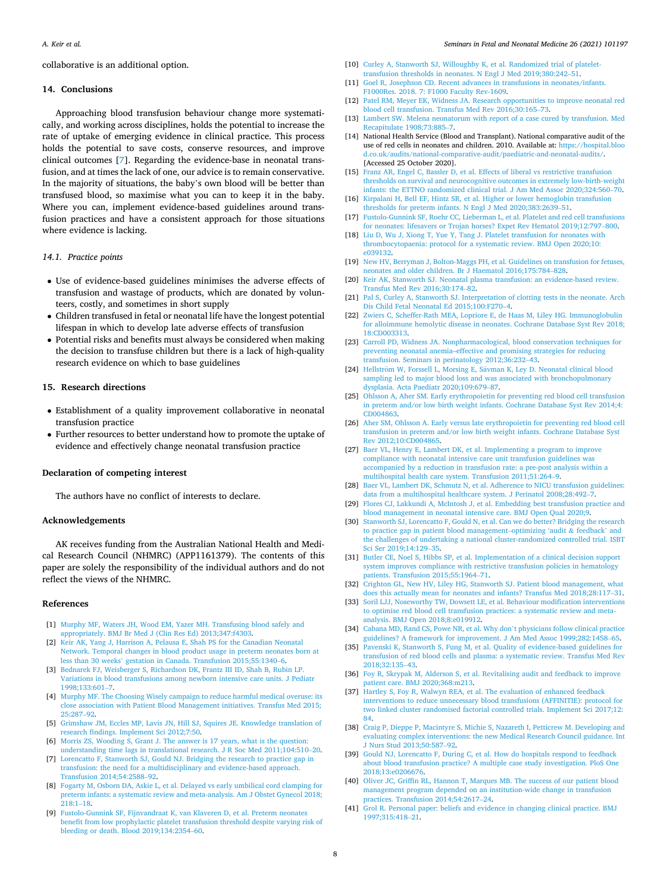collaborative is an additional option.

## 14. Conclusions

Approaching blood transfusion behaviour change more systematically, and working across disciplines, holds the potential to increase the rate of uptake of emerging evidence in clinical practice. This process holds the potential to save costs, conserve resources, and improve clinical outcomes [7]. Regarding the evidence-base in neonatal transfusion, and at times the lack of one, our advice is to remain conservative. In the majority of situations, the baby's own blood will be better than transfused blood, so maximise what you can to keep it in the baby. Where you can, implement evidence-based guidelines around transfusion practices and have a consistent approach for those situations where evidence is lacking.

### *14.1. Practice points*

- Use of evidence-based guidelines minimises the adverse effects of transfusion and wastage of products, which are donated by volunteers, costly, and sometimes in short supply
- Children transfused in fetal or neonatal life have the longest potential lifespan in which to develop late adverse effects of transfusion
- Potential risks and benefits must always be considered when making the decision to transfuse children but there is a lack of high-quality research evidence on which to base guidelines

## 15. Research directions

- Establishment of a quality improvement collaborative in neonatal transfusion practice
- Further resources to better understand how to promote the uptake of evidence and effectively change neonatal transfusion practice

## Declaration of competing interest

The authors have no conflict of interests to declare.

## Acknowledgements

AK receives funding from the Australian National Health and Medical Research Council (NHMRC) (APP1161379). The contents of this paper are solely the responsibility of the individual authors and do not reflect the views of the NHMRC.

## References

[1] Murphy MF, Waters JH, Wood EM, Yazer MH. Transfusing blood safely and appropriately. BMJ Br Med J (Clin Res Ed) 2013;347:f4303.

[2] Keir AK, Yang J, Harrison A, Pelausa E, Shah PS for the Canadian Neonatal Network. Temporal changes in blood product usage in preterm neonates born at less than 30 weeks' gestation in Canada. Transfusion 2015;55:1340–6.

[3] Bednarek FJ, Weisberger S, Richardson DK, Frantz III ID, Shah B, Rubin LP. Variations in blood transfusions among newborn intensive care units. J Pediatr 1998;133:601–7.

[4] Murphy MF. The Choosing Wisely campaign to reduce harmful medical overuse: its close association with Patient Blood Management initiatives. Transfus Med 2015; 25:287–92.

[5] Grimshaw JM, Eccles MP, Lavis JN, Hill SJ, Squires JE. Knowledge translation of research findings. Implement Sci 2012;7:50.

[6] Morris ZS, Wooding S, Grant J. The answer is 17 years, what is the question: understanding time lags in translational research. J R Soc Med 2011;104:510–20.

[7] Lorencatto F, Stanworth SJ, Gould NJ. Bridging the research to practice gap in transfusion: the need for a multidisciplinary and evidence-based approach. Transfusion 2014;54:2588–92.

[8] Fogarty M, Osborn DA, Askie L, et al. Delayed vs early umbilical cord clamping for preterm infants: a systematic review and meta-analysis. Am J Obstet Gynecol 2018; 218:1–18.

[9] Fustolo-Gunnink SF, Fijnvandraat K, van Klaveren D, et al. Preterm neonates benefit from low prophylactic platelet transfusion threshold despite varying risk of bleeding or death. Blood 2019;134:2354–60.

[10] Curley A, Stanworth SJ, Willoughby K, et al. Randomized trial of platelet-transfusion thresholds in neonates. N Engl J Med 2019;380:242–51.

[11] Goel R, Josephson CD. Recent advances in transfusions in neonates/infants. F1000Res. 2018. 7: F1000 Faculty Rev-1609.

[12] Patel RM, Meyer EK, Widness JA. Research opportunities to improve neonatal red blood cell transfusion. Transfus Med Rev 2016;30:165–73.

[13] Lambert SW. Melena neonatorum with report of a case cured by transfusion. Med Recapitulate 1908;73:885–7.

[14] National Health Service (Blood and Transplant). National comparative audit of the use of red cells in neonates and children. 2010. Available at: https://hospital.blood.co.uk/audits/national-comparative-audit/paediatric-and-neonatal-audits/. [Accessed 25 October 2020].

[15] Franz AR, Engel C, Bassler D, et al. Effects of liberal vs restrictive transfusion thresholds on survival and neurocognitive outcomes in extremely low-birth-weight infants: the ETTNO randomized clinical trial. J Am Med Assoc 2020;324:560–70.

[16] Kirpalani H, Bell EF, Hintz SR, et al. Higher or lower hemoglobin transfusion thresholds for preterm infants. N Engl J Med 2020;383:2639–51.

[17] Fustolo-Gunnink SF, Roehr CC, Lieberman L, et al. Platelet and red cell transfusions for neonates: lifesavers or Trojan horses? Expet Rev Hematol 2019;12:797–800.

[18] Liu D, Wu J, Xiong T, Yue Y, Tang J. Platelet transfusion for neonates with thrombocytopaenia: protocol for a systematic review. BMJ Open 2020;10: e039132.

[19] New HV, Berryman J, Bolton-Maggs PH, et al. Guidelines on transfusion for fetuses, neonates and older children. Br J Haematol 2016;175:784–828.

[20] Keir AK, Stanworth SJ. Neonatal plasma transfusion: an evidence-based review. Transfus Med Rev 2016;30:174–82.

[21] Pal S, Curley A, Stanworth SJ. Interpretation of clotting tests in the neonate. Arch Dis Child Fetal Neonatal Ed 2015;100:F270–4.

[22] Zwiers C, Scheffer-Rath MEA, Lopriore E, de Haas M, Liley HG. Immunoglobulin for alloimmune hemolytic disease in neonates. Cochrane Database Syst Rev 2018; 18:CD003313.

[23] Carroll PD, Widness JA. Nonpharmacological, blood conservation techniques for preventing neonatal anemia–effective and promising strategies for reducing transfusion. Seminars in perinatology 2012;36:232–43.

[24] Hellström W, Forssell L, Morsing E, Sävman K, Ley D. Neonatal clinical blood sampling led to major blood loss and was associated with bronchopulmonary dysplasia. Acta Paediatr 2020;109:679–87.

[25] Ohlsson A, Aher SM. Early erythropoietin for preventing red blood cell transfusion in preterm and/or low birth weight infants. Cochrane Database Syst Rev 2014;4: CD004863.

[26] Aher SM, Ohlsson A. Early versus late erythropoietin for preventing red blood cell transfusion in preterm and/or low birth weight infants. Cochrane Database Syst Rev 2012;10:CD004865.

[27] Baer VL, Henry E, Lambert DK, et al. Implementing a program to improve compliance with neonatal intensive care unit transfusion guidelines was accompanied by a reduction in transfusion rate: a pre-post analysis within a multihospital health care system. Transfusion 2011;51:264–9.

[28] Baer VL, Lambert DK, Schmutz N, et al. Adherence to NICU transfusion guidelines: data from a multihospital healthcare system. J Perinatol 2008;28:492–7.

[29] Flores CJ, Lakkundi A, McIntosh J, et al. Embedding best transfusion practice and blood management in neonatal intensive care. BMJ Open Qual 2020;9.

[30] Stanworth SJ, Lorencatto F, Gould N, et al. Can we do better? Bridging the research to practice gap in patient blood management–optimizing 'audit & feedback' and the challenges of undertaking a national cluster-randomized controlled trial. ISBT Sci Ser 2019;14:129–35.

[31] Butler CE, Noel S, Hibbs SP, et al. Implementation of a clinical decision support system improves compliance with restrictive transfusion policies in hematology patients. Transfusion 2015;55:1964–71.

[32] Crighton GL, New HV, Liley HG, Stanworth SJ. Patient blood management, what does this actually mean for neonates and infants? Transfus Med 2018;28:117–31.

[33] Soril LJJ, Noseworthy TW, Dowsett LE, et al. Behaviour modification interventions to optimise red blood cell transfusion practices: a systematic review and meta-analysis. BMJ Open 2018;8:e019912.

[34] Cabana MD, Rand CS, Powe NR, et al. Why don't physicians follow clinical practice guidelines? A framework for improvement. J Am Med Assoc 1999;282:1458–65.

[35] Pavenski K, Stanworth S, Fung M, et al. Quality of evidence-based guidelines for transfusion of red blood cells and plasma: a systematic review. Transfus Med Rev 2018;32:135–43.

[36] Foy R, Skrypak M, Alderson S, et al. Revitalising audit and feedback to improve patient care. BMJ 2020;368:m213.

[37] Hartley S, Foy R, Walwyn REA, et al. The evaluation of enhanced feedback interventions to reduce unnecessary blood transfusions (AFFINITIE): protocol for two linked cluster randomised factorial controlled trials. Implement Sci 2017;12: 84.

[38] Craig P, Dieppe P, Macintyre S, Michie S, Nazareth I, Petticrew M. Developing and evaluating complex interventions: the new Medical Research Council guidance. Int J Nurs Stud 2013;50:587–92.

[39] Gould NJ, Lorencatto F, During C, et al. How do hospitals respond to feedback about blood transfusion practice? A multiple case study investigation. PloS One 2018;13:e0206676.

[40] Oliver JC, Griffin RL, Hannon T, Marques MB. The success of our patient blood management program depended on an institution-wide change in transfusion practices. Transfusion 2014;54:2617–24.

[41] Grol R. Personal paper: beliefs and evidence in changing clinical practice. BMJ 1997;315:418–21.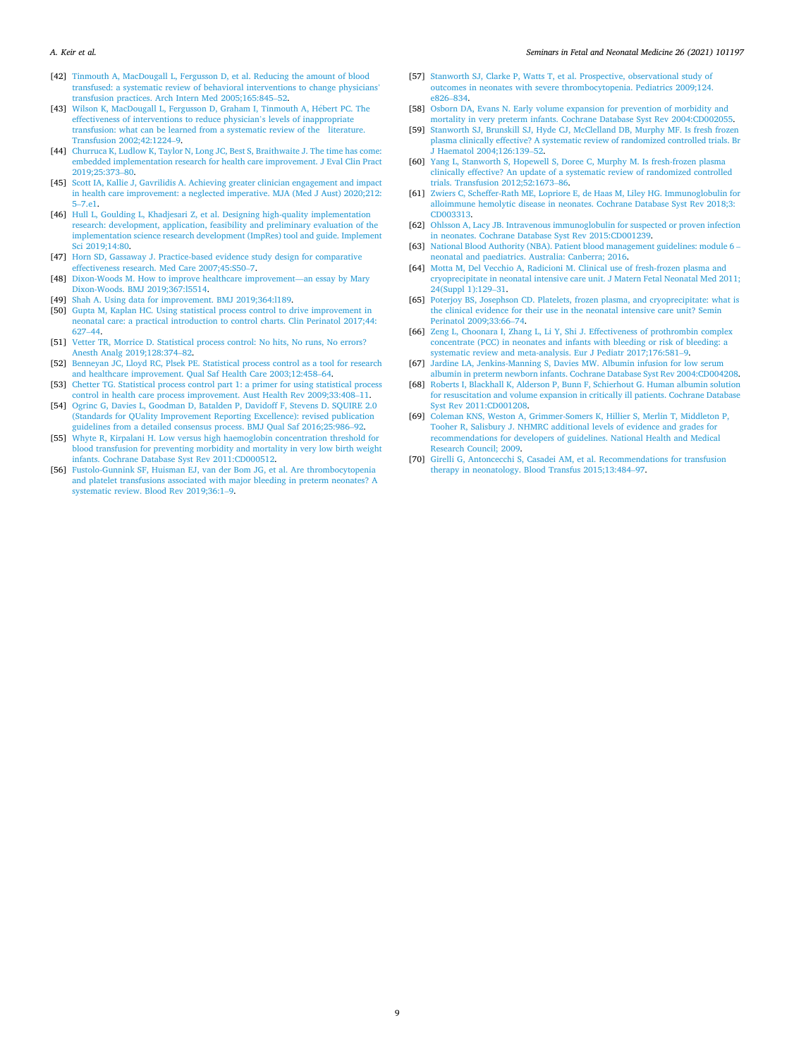[42] Tinmouth A, MacDougall L, Fergusson D, et al. Reducing the amount of blood transfused: a systematic review of behavioral interventions to change physicians' transfusion practices. Arch Intern Med 2005;165:845–52.

[43] Wilson K, MacDougall L, Fergusson D, Graham I, Tinmouth A, Hébert PC. The effectiveness of interventions to reduce physician's levels of inappropriate transfusion: what can be learned from a systematic review of the literature. Transfusion 2002;42:1224–9.

[44] Churruca K, Ludlow K, Taylor N, Long JC, Best S, Braithwaite J. The time has come: embedded implementation research for health care improvement. J Eval Clin Pract 2019;25:373–80.

[45] Scott IA, Kallie J, Gavrilidis A. Achieving greater clinician engagement and impact in health care improvement: a neglected imperative. MJA (Med J Aust) 2020;212:5–7.e1.

[46] Hull L, Goulding L, Khadjesari Z, et al. Designing high-quality implementation research: development, application, feasibility and preliminary evaluation of the implementation science research development (ImpRes) tool and guide. Implement Sci 2019;14:80.

[47] Horn SD, Gassaway J. Practice-based evidence study design for comparative effectiveness research. Med Care 2007;45:S50–7.

[48] Dixon-Woods M. How to improve healthcare improvement—an essay by Mary Dixon-Woods. BMJ 2019;367:l5514.

[49] Shah A. Using data for improvement. BMJ 2019;364:l189.

[50] Gupta M, Kaplan HC. Using statistical process control to drive improvement in neonatal care: a practical introduction to control charts. Clin Perinatol 2017;44:627–44.

[51] Vetter TR, Morrice D. Statistical process control: No hits, No runs, No errors? Anesth Analg 2019;128:374–82.

[52] Benneyan JC, Lloyd RC, Plsek PE. Statistical process control as a tool for research and healthcare improvement. Qual Saf Health Care 2003;12:458–64.

[53] Chetter TG. Statistical process control part 1: a primer for using statistical process control in health care process improvement. Aust Health Rev 2009;33:408–11.

[54] Ogrinc G, Davies L, Goodman D, Batalden P, Davidoff F, Stevens D. SQUIRE 2.0 (Standards for QUality Improvement Reporting Excellence): revised publication guidelines from a detailed consensus process. BMJ Qual Saf 2016;25:986–92.

[55] Whyte R, Kirpalani H. Low versus high haemoglobin concentration threshold for blood transfusion for preventing morbidity and mortality in very low birth weight infants. Cochrane Database Syst Rev 2011:CD000512.

[56] Fustolo-Gunnink SF, Huisman EJ, van der Bom JG, et al. Are thrombocytopenia and platelet transfusions associated with major bleeding in preterm neonates? A systematic review. Blood Rev 2019;36:1–9.

[57] Stanworth SJ, Clarke P, Watts T, et al. Prospective, observational study of outcomes in neonates with severe thrombocytopenia. Pediatrics 2009;124. e826–834.

[58] Osborn DA, Evans N. Early volume expansion for prevention of morbidity and mortality in very preterm infants. Cochrane Database Syst Rev 2004:CD002055.

[59] Stanworth SJ, Brunskill SJ, Hyde CJ, McClelland DB, Murphy MF. Is fresh frozen plasma clinically effective? A systematic review of randomized controlled trials. Br J Haematol 2004;126:139–52.

[60] Yang L, Stanworth S, Hopewell S, Doree C, Murphy M. Is fresh-frozen plasma clinically effective? An update of a systematic review of randomized controlled trials. Transfusion 2012;52:1673–86.

[61] Zwiers C, Scheffer-Rath ME, Lopriore E, de Haas M, Liley HG. Immunoglobulin for alloimmune hemolytic disease in neonates. Cochrane Database Syst Rev 2018;3:CD003313.

[62] Ohlsson A, Lacy JB. Intravenous immunoglobulin for suspected or proven infection in neonates. Cochrane Database Syst Rev 2015:CD001239.

[63] National Blood Authority (NBA). Patient blood management guidelines: module 6 – neonatal and paediatrics. Australia: Canberra; 2016.

[64] Motta M, Del Vecchio A, Radicioni M. Clinical use of fresh-frozen plasma and cryoprecipitate in neonatal intensive care unit. J Matern Fetal Neonatal Med 2011;24(Suppl 1):129–31.

[65] Poterjoy BS, Josephson CD. Platelets, frozen plasma, and cryoprecipitate: what is the clinical evidence for their use in the neonatal intensive care unit? Semin Perinatol 2009;33:66–74.

[66] Zeng L, Choonara I, Zhang L, Li Y, Shi J. Effectiveness of prothrombin complex concentrate (PCC) in neonates and infants with bleeding or risk of bleeding: a systematic review and meta-analysis. Eur J Pediatr 2017;176:581–9.

[67] Jardine LA, Jenkins-Manning S, Davies MW. Albumin infusion for low serum albumin in preterm newborn infants. Cochrane Database Syst Rev 2004:CD004208.

[68] Roberts I, Blackhall K, Alderson P, Bunn F, Schierhout G. Human albumin solution for resuscitation and volume expansion in critically ill patients. Cochrane Database Syst Rev 2011:CD001208.

[69] Coleman KNS, Weston A, Grimmer-Somers K, Hillier S, Merlin T, Middleton P, Tooher R, Salisbury J. NHMRC additional levels of evidence and grades for recommendations for developers of guidelines. National Health and Medical Research Council; 2009.

[70] Girelli G, Antoncecchi S, Casadei AM, et al. Recommendations for transfusion therapy in neonatology. Blood Transfus 2015;13:484–97.